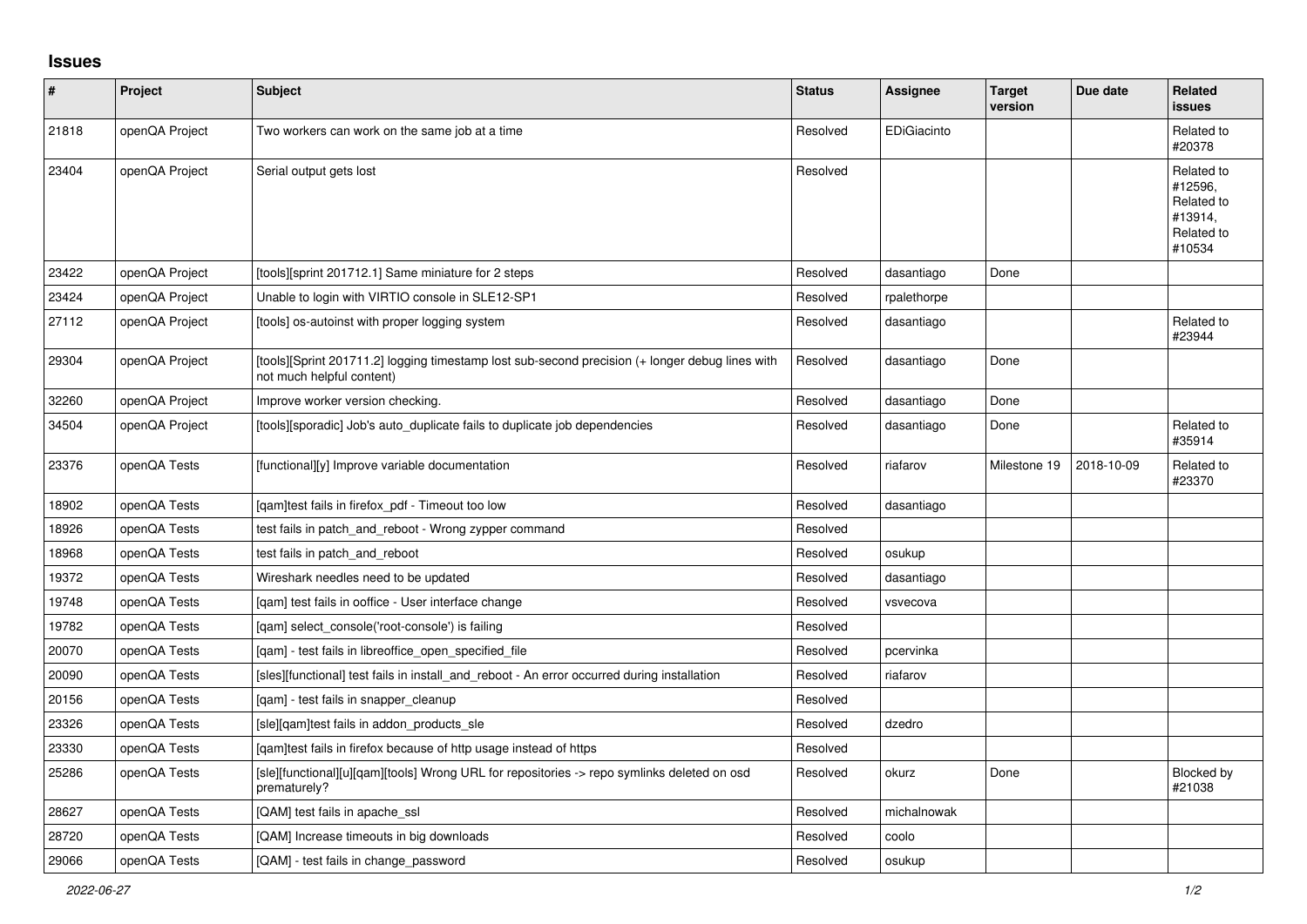## Issues

| # | Project | Subject | Status | Assignee | Target version | Due date | Related issues |
|---|---|---|---|---|---|---|---|
| 21818 | openQA Project | Two workers can work on the same job at a time | Resolved | EDiGiacinto | | | Related to #20378 |
| 23404 | openQA Project | Serial output gets lost | Resolved | | | | Related to #12596, Related to #13914, Related to #10534 |
| 23422 | openQA Project | [tools][sprint 201712.1] Same miniature for 2 steps | Resolved | dasantiago | Done | | |
| 23424 | openQA Project | Unable to login with VIRTIO console in SLE12-SP1 | Resolved | rpalethorpe | | | |
| 27112 | openQA Project | [tools] os-autoinst with proper logging system | Resolved | dasantiago | | | Related to #23944 |
| 29304 | openQA Project | [tools][Sprint 201711.2] logging timestamp lost sub-second precision (+ longer debug lines with not much helpful content) | Resolved | dasantiago | Done | | |
| 32260 | openQA Project | Improve worker version checking. | Resolved | dasantiago | Done | | |
| 34504 | openQA Project | [tools][sporadic] Job's auto_duplicate fails to duplicate job dependencies | Resolved | dasantiago | Done | | Related to #35914 |
| 23376 | openQA Tests | [functional][y] Improve variable documentation | Resolved | riafarov | Milestone 19 | 2018-10-09 | Related to #23370 |
| 18902 | openQA Tests | [qam]test fails in firefox_pdf - Timeout too low | Resolved | dasantiago | | | |
| 18926 | openQA Tests | test fails in patch_and_reboot - Wrong zypper command | Resolved | | | | |
| 18968 | openQA Tests | test fails in patch_and_reboot | Resolved | osukup | | | |
| 19372 | openQA Tests | Wireshark needles need to be updated | Resolved | dasantiago | | | |
| 19748 | openQA Tests | [qam] test fails in ooffice - User interface change | Resolved | vsvecova | | | |
| 19782 | openQA Tests | [qam] select_console('root-console') is failing | Resolved | | | | |
| 20070 | openQA Tests | [qam] - test fails in libreoffice_open_specified_file | Resolved | pcervinka | | | |
| 20090 | openQA Tests | [sles][functional] test fails in install_and_reboot - An error occurred during installation | Resolved | riafarov | | | |
| 20156 | openQA Tests | [qam] - test fails in snapper_cleanup | Resolved | | | | |
| 23326 | openQA Tests | [sle][qam]test fails in addon_products_sle | Resolved | dzedro | | | |
| 23330 | openQA Tests | [qam]test fails in firefox because of http usage instead of https | Resolved | | | | |
| 25286 | openQA Tests | [sle][functional][u][qam][tools] Wrong URL for repositories -> repo symlinks deleted on osd prematurely? | Resolved | okurz | Done | | Blocked by #21038 |
| 28627 | openQA Tests | [QAM] test fails in apache_ssl | Resolved | michalnowak | | | |
| 28720 | openQA Tests | [QAM] Increase timeouts in big downloads | Resolved | coolo | | | |
| 29066 | openQA Tests | [QAM] - test fails in change_password | Resolved | osukup | | | |

*2022-06-27*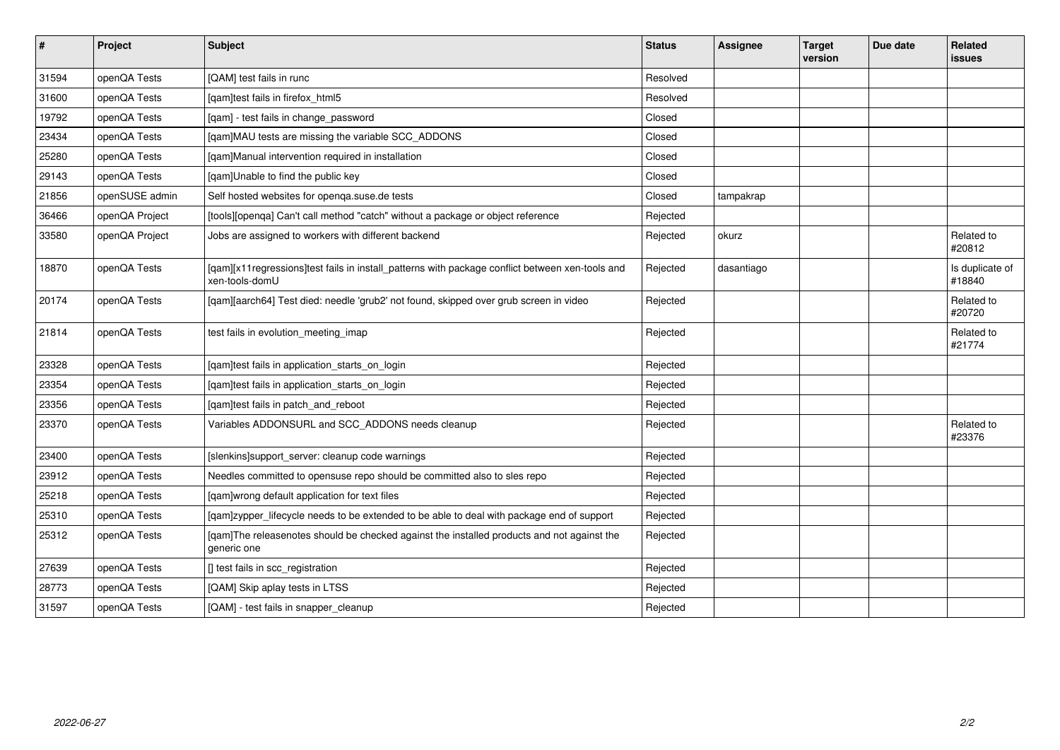| # | Project | Subject | Status | Assignee | Target version | Due date | Related issues |
|---|---|---|---|---|---|---|---|
| 31594 | openQA Tests | [QAM] test fails in runc | Resolved | | | | |
| 31600 | openQA Tests | [qam]test fails in firefox_html5 | Resolved | | | | |
| 19792 | openQA Tests | [qam] - test fails in change_password | Closed | | | | |
| 23434 | openQA Tests | [qam]MAU tests are missing the variable SCC_ADDONS | Closed | | | | |
| 25280 | openQA Tests | [qam]Manual intervention required in installation | Closed | | | | |
| 29143 | openQA Tests | [qam]Unable to find the public key | Closed | | | | |
| 21856 | openSUSE admin | Self hosted websites for openqa.suse.de tests | Closed | tampakrap | | | |
| 36466 | openQA Project | [tools][openqa] Can't call method "catch" without a package or object reference | Rejected | | | | |
| 33580 | openQA Project | Jobs are assigned to workers with different backend | Rejected | okurz | | | Related to #20812 |
| 18870 | openQA Tests | [qam][x11regressions]test fails in install_patterns with package conflict between xen-tools and xen-tools-domU | Rejected | dasantiago | | | Is duplicate of #18840 |
| 20174 | openQA Tests | [qam][aarch64] Test died: needle 'grub2' not found, skipped over grub screen in video | Rejected | | | | Related to #20720 |
| 21814 | openQA Tests | test fails in evolution_meeting_imap | Rejected | | | | Related to #21774 |
| 23328 | openQA Tests | [qam]test fails in application_starts_on_login | Rejected | | | | |
| 23354 | openQA Tests | [qam]test fails in application_starts_on_login | Rejected | | | | |
| 23356 | openQA Tests | [qam]test fails in patch_and_reboot | Rejected | | | | |
| 23370 | openQA Tests | Variables ADDONSURL and SCC_ADDONS needs cleanup | Rejected | | | | Related to #23376 |
| 23400 | openQA Tests | [slenkins]support_server: cleanup code warnings | Rejected | | | | |
| 23912 | openQA Tests | Needles committed to opensuse repo should be committed also to sles repo | Rejected | | | | |
| 25218 | openQA Tests | [qam]wrong default application for text files | Rejected | | | | |
| 25310 | openQA Tests | [qam]zypper_lifecycle needs to be extended to be able to deal with package end of support | Rejected | | | | |
| 25312 | openQA Tests | [qam]The releasenotes should be checked against the installed products and not against the generic one | Rejected | | | | |
| 27639 | openQA Tests | [] test fails in scc_registration | Rejected | | | | |
| 28773 | openQA Tests | [QAM] Skip aplay tests in LTSS | Rejected | | | | |
| 31597 | openQA Tests | [QAM] - test fails in snapper_cleanup | Rejected | | | | |